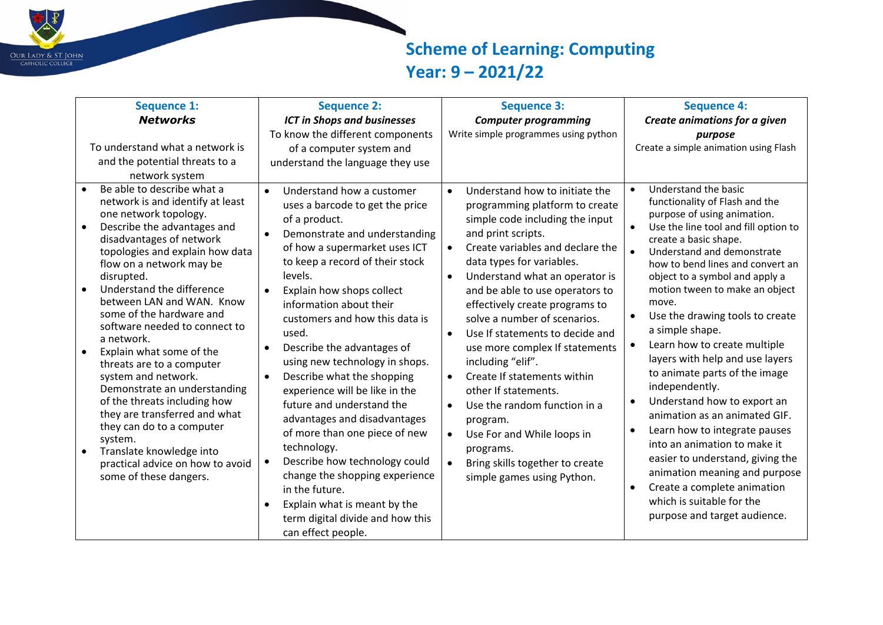Our Lady & St John Catholic College

# Scheme of Learning: Computing
## Year: 9 – 2021/22

| Sequence 1: ***Networks*** To understand what a network is and the potential threats to a network system | Sequence 2: ***ICT in Shops and businesses*** To know the different components of a computer system and understand the language they use | Sequence 3: ***Computer programming*** Write simple programmes using python | Sequence 4: ***Create animations for a given purpose*** Create a simple animation using Flash |
|---|---|---|---|
| • Be able to describe what a network is and identify at least one network topology.<br>• Describe the advantages and disadvantages of network topologies and explain how data flow on a network may be disrupted.<br>• Understand the difference between LAN and WAN. Know some of the hardware and software needed to connect to a network.<br>• Explain what some of the threats are to a computer system and network. Demonstrate an understanding of the threats including how they are transferred and what they can do to a computer system.<br>• Translate knowledge into practical advice on how to avoid some of these dangers. | • Understand how a customer uses a barcode to get the price of a product.<br>• Demonstrate and understanding of how a supermarket uses ICT to keep a record of their stock levels.<br>• Explain how shops collect information about their customers and how this data is used.<br>• Describe the advantages of using new technology in shops.<br>• Describe what the shopping experience will be like in the future and understand the advantages and disadvantages of more than one piece of new technology.<br>• Describe how technology could change the shopping experience in the future.<br>• Explain what is meant by the term digital divide and how this can effect people. | • Understand how to initiate the programming platform to create simple code including the input and print scripts.<br>• Create variables and declare the data types for variables.<br>• Understand what an operator is and be able to use operators to effectively create programs to solve a number of scenarios.<br>• Use If statements to decide and use more complex If statements including "elif".<br>• Create If statements within other If statements.<br>• Use the random function in a program.<br>• Use For and While loops in programs.<br>• Bring skills together to create simple games using Python. | • Understand the basic functionality of Flash and the purpose of using animation.<br>• Use the line tool and fill option to create a basic shape.<br>• Understand and demonstrate how to bend lines and convert an object to a symbol and apply a motion tween to make an object move.<br>• Use the drawing tools to create a simple shape.<br>• Learn how to create multiple layers with help and use layers to animate parts of the image independently.<br>• Understand how to export an animation as an animated GIF.<br>• Learn how to integrate pauses into an animation to make it easier to understand, giving the animation meaning and purpose<br>• Create a complete animation which is suitable for the purpose and target audience. |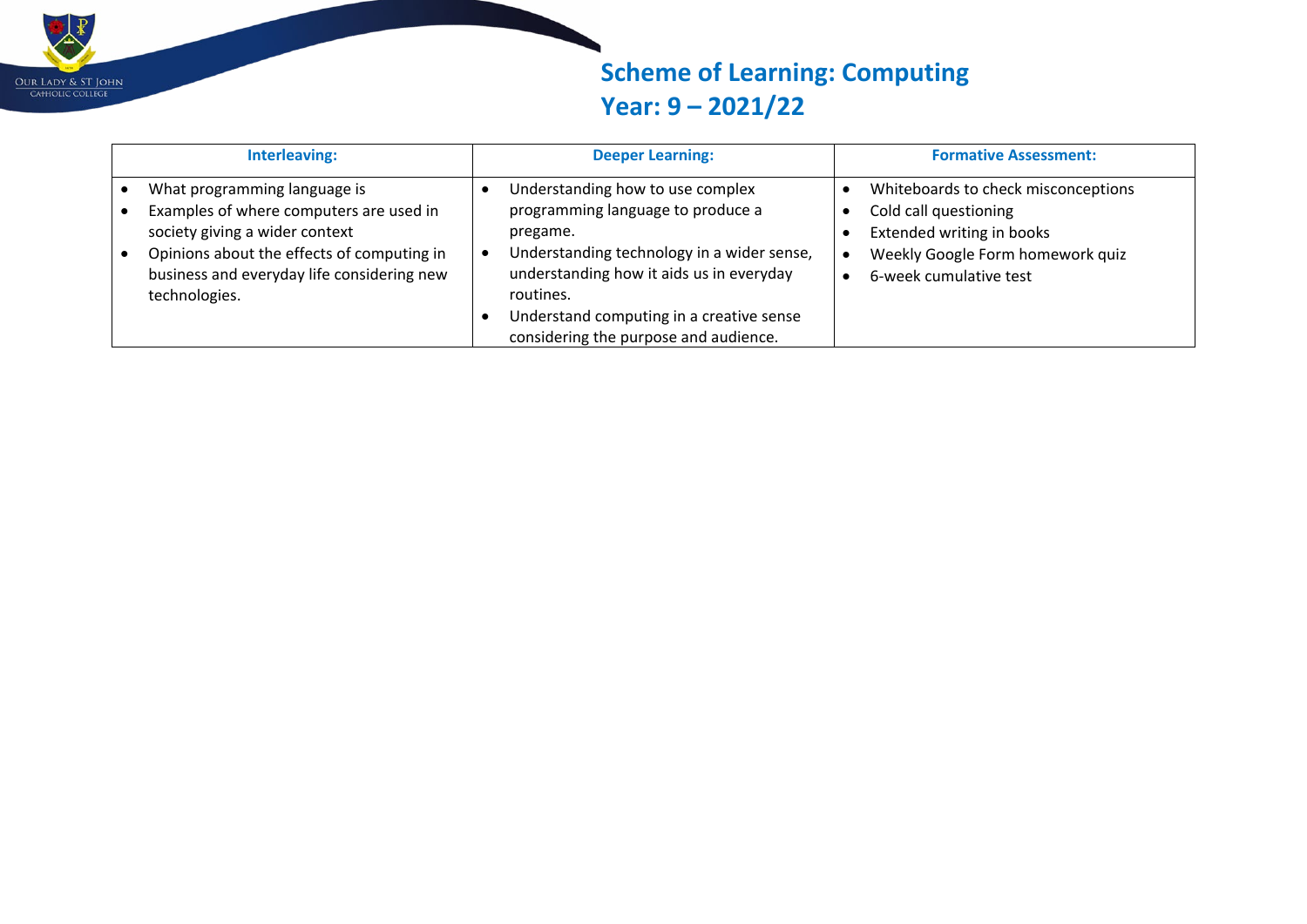# Scheme of Learning: Computing

## Year: 9 – 2021/22

| Interleaving: | Deeper Learning: | Formative Assessment: |
|---|---|---|
| • What programming language is<br>• Examples of where computers are used in society giving a wider context<br>• Opinions about the effects of computing in business and everyday life considering new technologies. | • Understanding how to use complex programming language to produce a pregame.<br>• Understanding technology in a wider sense, understanding how it aids us in everyday routines.<br>• Understand computing in a creative sense considering the purpose and audience. | • Whiteboards to check misconceptions<br>• Cold call questioning<br>• Extended writing in books<br>• Weekly Google Form homework quiz<br>• 6-week cumulative test |